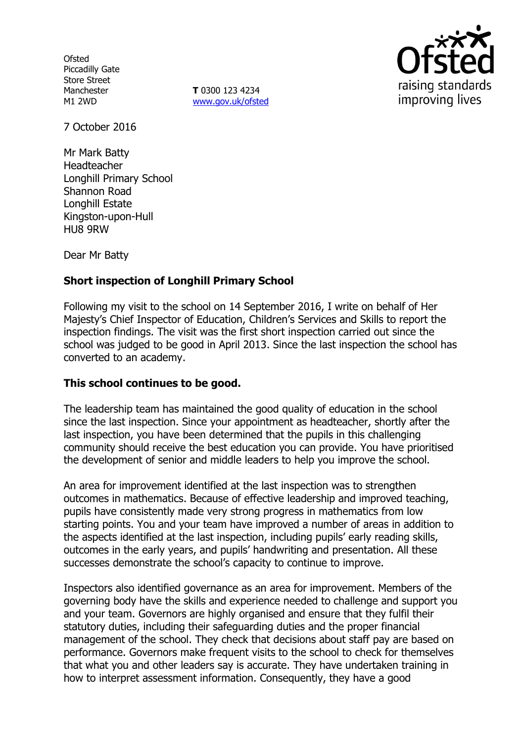Ofsted
Piccadilly Gate
Store Street
Manchester
M1 2WD

**T** 0300 123 4234
www.gov.uk/ofsted

7 October 2016

Mr Mark Batty
Headteacher
Longhill Primary School
Shannon Road
Longhill Estate
Kingston-upon-Hull
HU8 9RW

Dear Mr Batty

**Short inspection of Longhill Primary School**

Following my visit to the school on 14 September 2016, I write on behalf of Her Majesty's Chief Inspector of Education, Children's Services and Skills to report the inspection findings. The visit was the first short inspection carried out since the school was judged to be good in April 2013. Since the last inspection the school has converted to an academy.

**This school continues to be good.**

The leadership team has maintained the good quality of education in the school since the last inspection. Since your appointment as headteacher, shortly after the last inspection, you have been determined that the pupils in this challenging community should receive the best education you can provide. You have prioritised the development of senior and middle leaders to help you improve the school.

An area for improvement identified at the last inspection was to strengthen outcomes in mathematics. Because of effective leadership and improved teaching, pupils have consistently made very strong progress in mathematics from low starting points. You and your team have improved a number of areas in addition to the aspects identified at the last inspection, including pupils' early reading skills, outcomes in the early years, and pupils' handwriting and presentation. All these successes demonstrate the school's capacity to continue to improve.

Inspectors also identified governance as an area for improvement. Members of the governing body have the skills and experience needed to challenge and support you and your team. Governors are highly organised and ensure that they fulfil their statutory duties, including their safeguarding duties and the proper financial management of the school. They check that decisions about staff pay are based on performance. Governors make frequent visits to the school to check for themselves that what you and other leaders say is accurate. They have undertaken training in how to interpret assessment information. Consequently, they have a good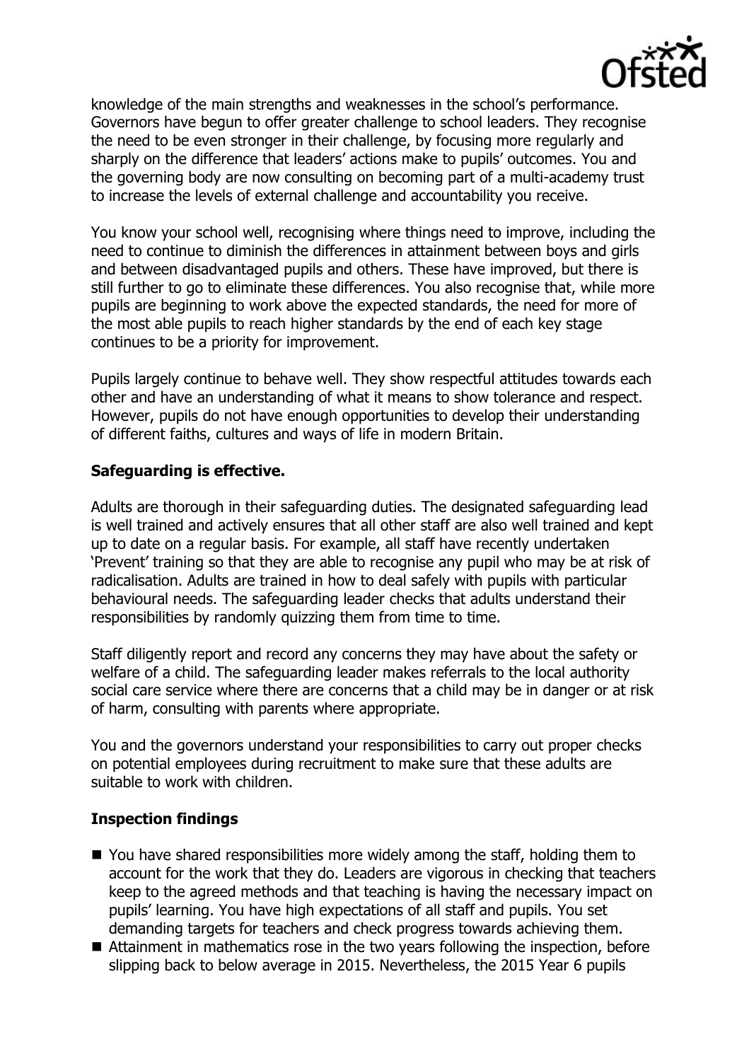knowledge of the main strengths and weaknesses in the school's performance. Governors have begun to offer greater challenge to school leaders. They recognise the need to be even stronger in their challenge, by focusing more regularly and sharply on the difference that leaders' actions make to pupils' outcomes. You and the governing body are now consulting on becoming part of a multi-academy trust to increase the levels of external challenge and accountability you receive.

You know your school well, recognising where things need to improve, including the need to continue to diminish the differences in attainment between boys and girls and between disadvantaged pupils and others. These have improved, but there is still further to go to eliminate these differences. You also recognise that, while more pupils are beginning to work above the expected standards, the need for more of the most able pupils to reach higher standards by the end of each key stage continues to be a priority for improvement.

Pupils largely continue to behave well. They show respectful attitudes towards each other and have an understanding of what it means to show tolerance and respect. However, pupils do not have enough opportunities to develop their understanding of different faiths, cultures and ways of life in modern Britain.

**Safeguarding is effective.**

Adults are thorough in their safeguarding duties. The designated safeguarding lead is well trained and actively ensures that all other staff are also well trained and kept up to date on a regular basis. For example, all staff have recently undertaken 'Prevent' training so that they are able to recognise any pupil who may be at risk of radicalisation. Adults are trained in how to deal safely with pupils with particular behavioural needs. The safeguarding leader checks that adults understand their responsibilities by randomly quizzing them from time to time.

Staff diligently report and record any concerns they may have about the safety or welfare of a child. The safeguarding leader makes referrals to the local authority social care service where there are concerns that a child may be in danger or at risk of harm, consulting with parents where appropriate.

You and the governors understand your responsibilities to carry out proper checks on potential employees during recruitment to make sure that these adults are suitable to work with children.

**Inspection findings**

- You have shared responsibilities more widely among the staff, holding them to account for the work that they do. Leaders are vigorous in checking that teachers keep to the agreed methods and that teaching is having the necessary impact on pupils' learning. You have high expectations of all staff and pupils. You set demanding targets for teachers and check progress towards achieving them.
- Attainment in mathematics rose in the two years following the inspection, before slipping back to below average in 2015. Nevertheless, the 2015 Year 6 pupils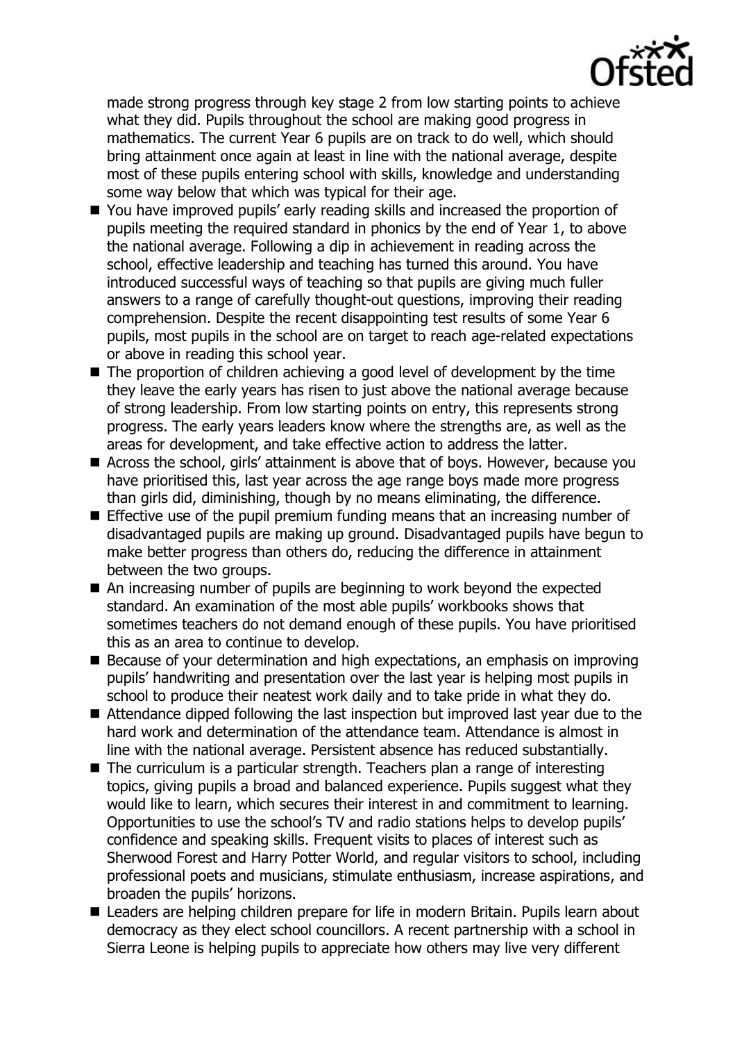made strong progress through key stage 2 from low starting points to achieve what they did. Pupils throughout the school are making good progress in mathematics. The current Year 6 pupils are on track to do well, which should bring attainment once again at least in line with the national average, despite most of these pupils entering school with skills, knowledge and understanding some way below that which was typical for their age.

- You have improved pupils' early reading skills and increased the proportion of pupils meeting the required standard in phonics by the end of Year 1, to above the national average. Following a dip in achievement in reading across the school, effective leadership and teaching has turned this around. You have introduced successful ways of teaching so that pupils are giving much fuller answers to a range of carefully thought-out questions, improving their reading comprehension. Despite the recent disappointing test results of some Year 6 pupils, most pupils in the school are on target to reach age-related expectations or above in reading this school year.
- The proportion of children achieving a good level of development by the time they leave the early years has risen to just above the national average because of strong leadership. From low starting points on entry, this represents strong progress. The early years leaders know where the strengths are, as well as the areas for development, and take effective action to address the latter.
- Across the school, girls' attainment is above that of boys. However, because you have prioritised this, last year across the age range boys made more progress than girls did, diminishing, though by no means eliminating, the difference.
- Effective use of the pupil premium funding means that an increasing number of disadvantaged pupils are making up ground. Disadvantaged pupils have begun to make better progress than others do, reducing the difference in attainment between the two groups.
- An increasing number of pupils are beginning to work beyond the expected standard. An examination of the most able pupils' workbooks shows that sometimes teachers do not demand enough of these pupils. You have prioritised this as an area to continue to develop.
- Because of your determination and high expectations, an emphasis on improving pupils' handwriting and presentation over the last year is helping most pupils in school to produce their neatest work daily and to take pride in what they do.
- Attendance dipped following the last inspection but improved last year due to the hard work and determination of the attendance team. Attendance is almost in line with the national average. Persistent absence has reduced substantially.
- The curriculum is a particular strength. Teachers plan a range of interesting topics, giving pupils a broad and balanced experience. Pupils suggest what they would like to learn, which secures their interest in and commitment to learning. Opportunities to use the school's TV and radio stations helps to develop pupils' confidence and speaking skills. Frequent visits to places of interest such as Sherwood Forest and Harry Potter World, and regular visitors to school, including professional poets and musicians, stimulate enthusiasm, increase aspirations, and broaden the pupils' horizons.
- Leaders are helping children prepare for life in modern Britain. Pupils learn about democracy as they elect school councillors. A recent partnership with a school in Sierra Leone is helping pupils to appreciate how others may live very different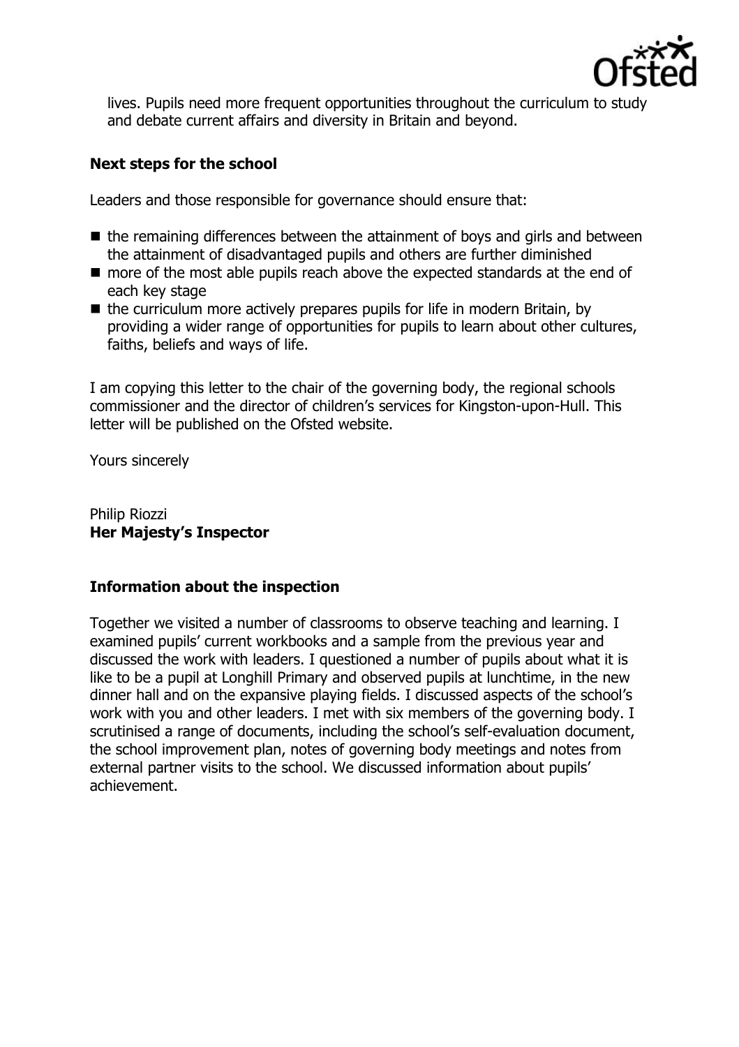lives. Pupils need more frequent opportunities throughout the curriculum to study and debate current affairs and diversity in Britain and beyond.

### Next steps for the school

Leaders and those responsible for governance should ensure that:

- the remaining differences between the attainment of boys and girls and between the attainment of disadvantaged pupils and others are further diminished
- more of the most able pupils reach above the expected standards at the end of each key stage
- the curriculum more actively prepares pupils for life in modern Britain, by providing a wider range of opportunities for pupils to learn about other cultures, faiths, beliefs and ways of life.

I am copying this letter to the chair of the governing body, the regional schools commissioner and the director of children's services for Kingston-upon-Hull. This letter will be published on the Ofsted website.

Yours sincerely

Philip Riozzi
**Her Majesty's Inspector**

### Information about the inspection

Together we visited a number of classrooms to observe teaching and learning. I examined pupils' current workbooks and a sample from the previous year and discussed the work with leaders. I questioned a number of pupils about what it is like to be a pupil at Longhill Primary and observed pupils at lunchtime, in the new dinner hall and on the expansive playing fields. I discussed aspects of the school's work with you and other leaders. I met with six members of the governing body. I scrutinised a range of documents, including the school's self-evaluation document, the school improvement plan, notes of governing body meetings and notes from external partner visits to the school. We discussed information about pupils' achievement.